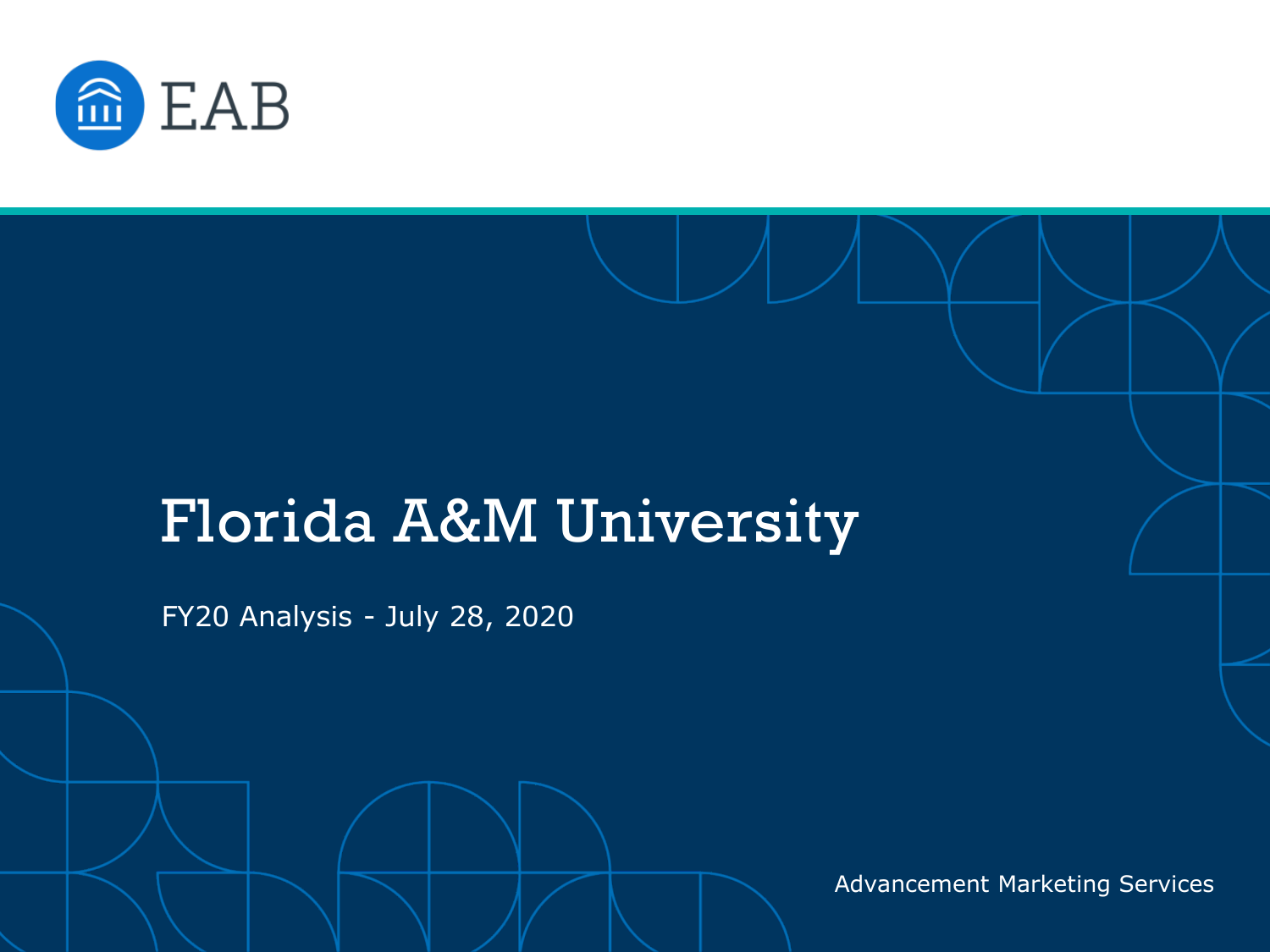EAB

# Florida A&M University

FY20 Analysis - July 28, 2020

Advancement Marketing Services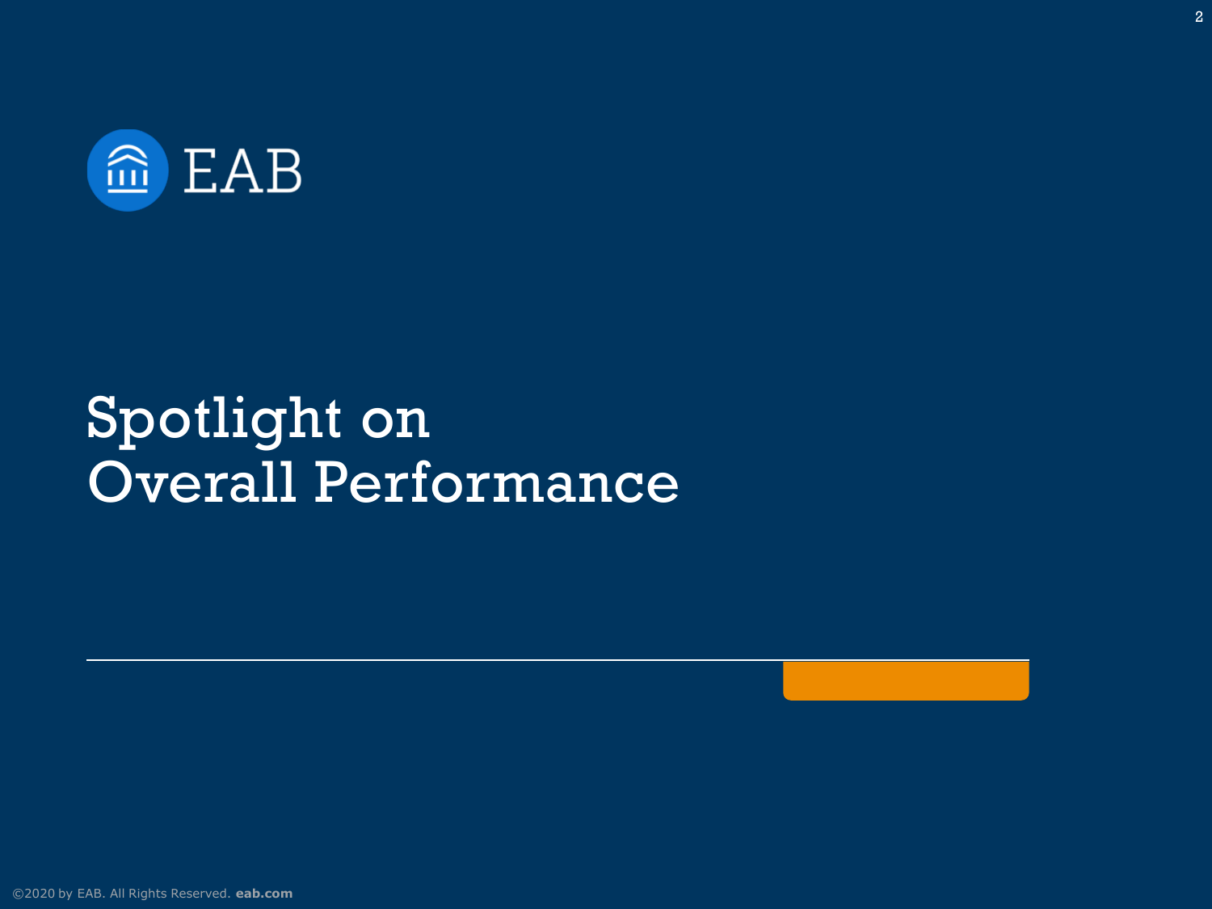EAB

# Spotlight on Overall Performance

©2020 by EAB. All Rights Reserved. **eab.com**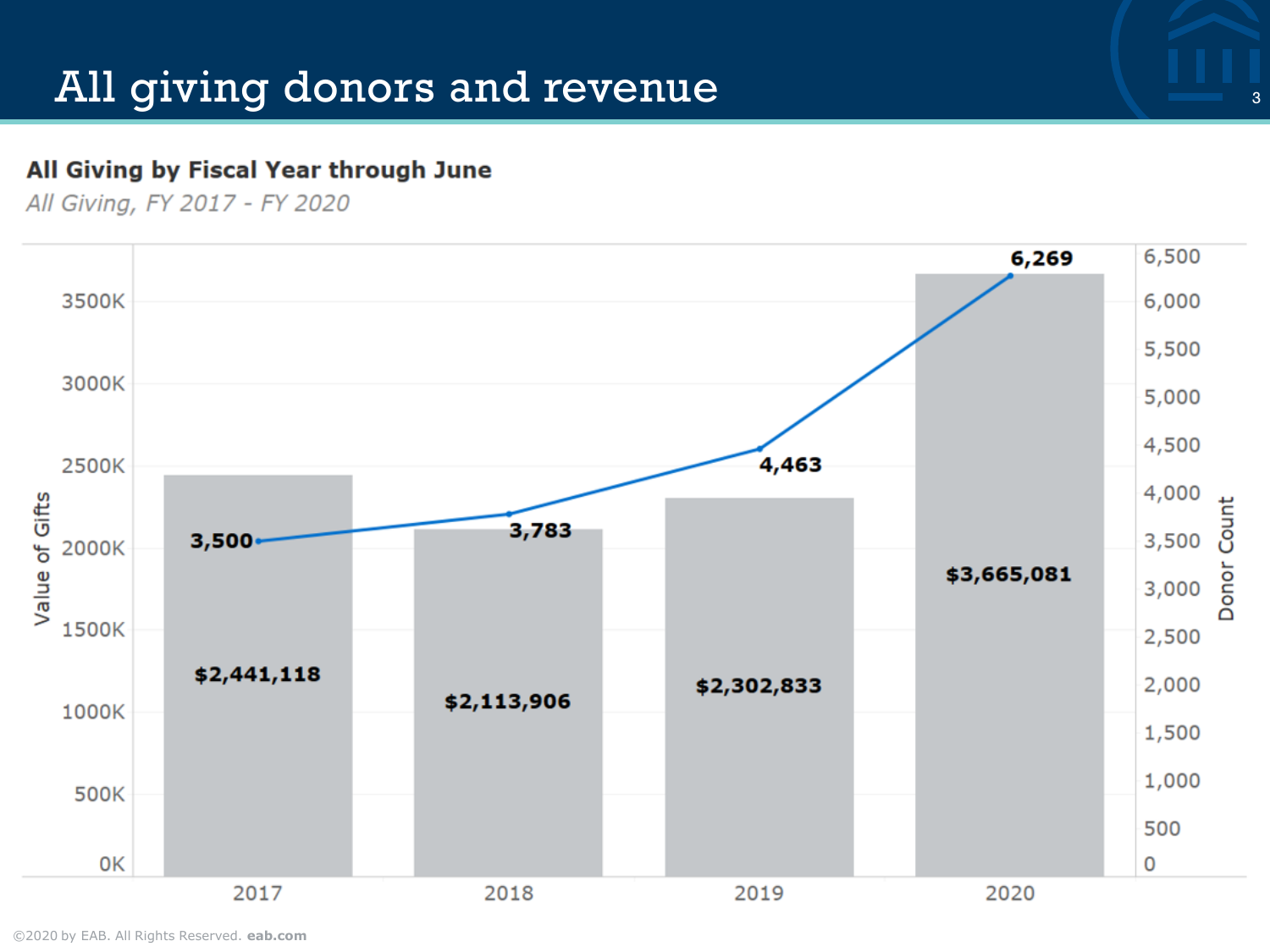# All giving donors and revenue

**All Giving by Fiscal Year through June**

*All Giving, FY 2017 - FY 2020*

| Fiscal Year | Value of Gifts | Donor Count |
|---|---|---|
| 2017 | $2,441,118 | 3,500 |
| 2018 | $2,113,906 | 3,783 |
| 2019 | $2,302,833 | 4,463 |
| 2020 | $3,665,081 | 6,269 |

©2020 by EAB. All Rights Reserved. **eab.com**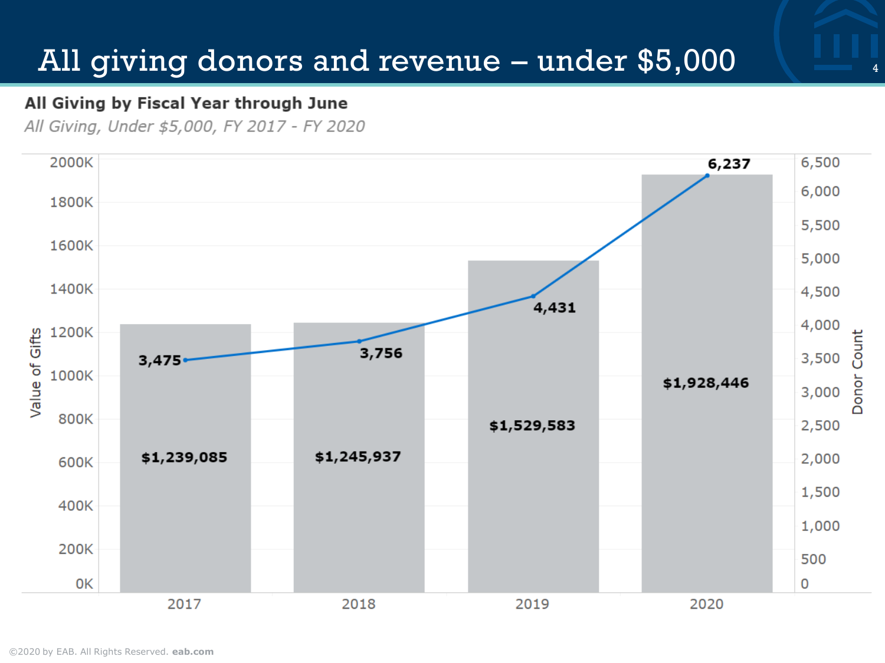# All giving donors and revenue – under $5,000

**All Giving by Fiscal Year through June**

*All Giving, Under $5,000, FY 2017 - FY 2020*

| Fiscal Year | Value of Gifts | Donor Count |
|---|---|---|
| 2017 | $1,239,085 | 3,475 |
| 2018 | $1,245,937 | 3,756 |
| 2019 | $1,529,583 | 4,431 |
| 2020 | $1,928,446 | 6,237 |

©2020 by EAB. All Rights Reserved. **eab.com**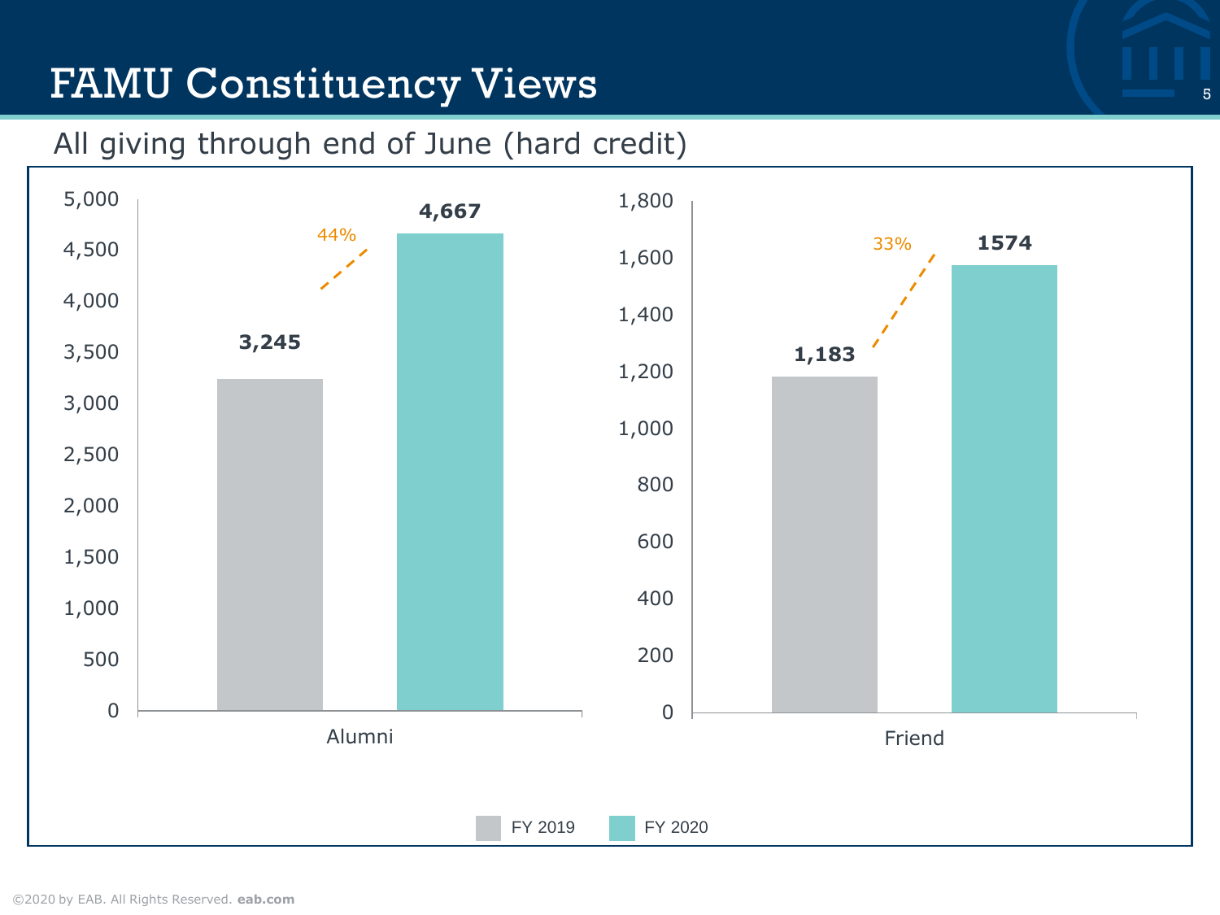# FAMU Constituency Views

All giving through end of June (hard credit)

| | FY 2019 | FY 2020 | Change |
|---|---|---|---|
| Alumni | 3,245 | 4,667 | 44% |
| Friend | 1,183 | 1574 | 33% |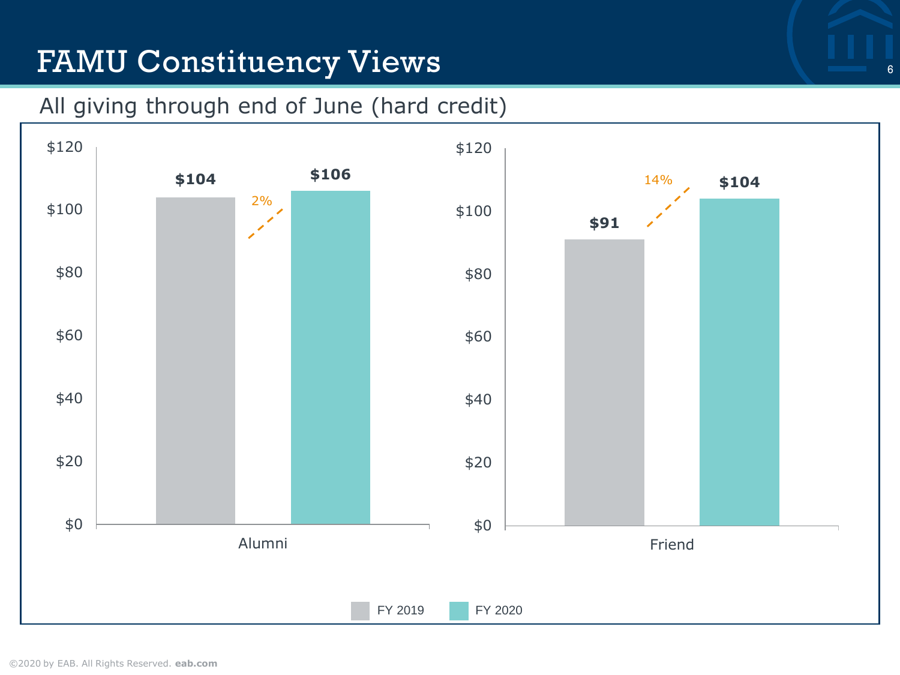# FAMU Constituency Views

All giving through end of June (hard credit)

| | FY 2019 | FY 2020 | Change |
|---|---|---|---|
| Alumni | $104 | $106 | 2% |
| Friend | $91 | $104 | 14% |

©2020 by EAB. All Rights Reserved. **eab.com**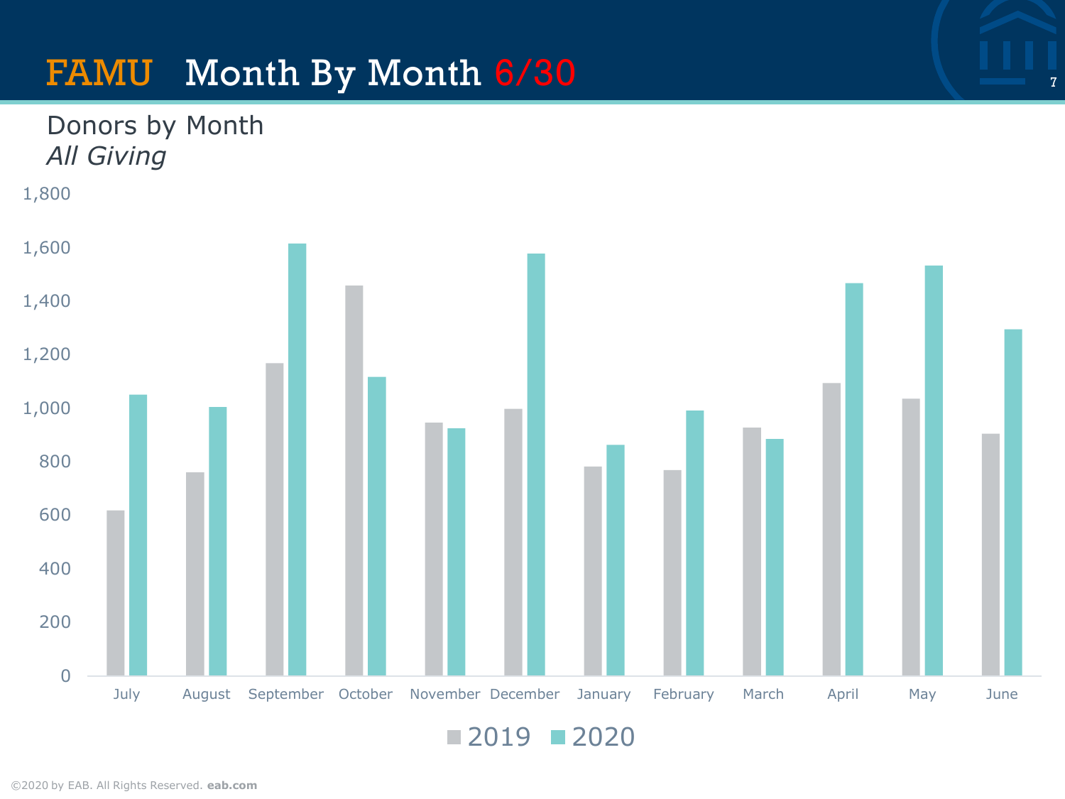# FAMU Month By Month 6/30

## Donors by Month

*All Giving*

1,800
1,600
1,400
1,200
1,000
800
600
400
200
0

July August September October November December January February March April May June

2019 2020

©2020 by EAB. All Rights Reserved. **eab.com**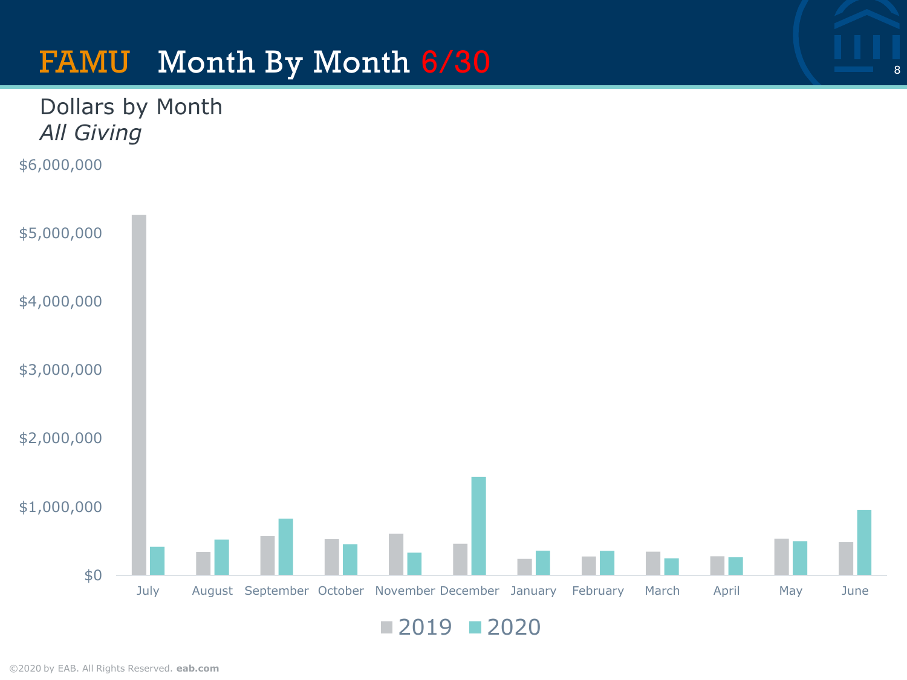# FAMU Month By Month 6/30

## Dollars by Month

*All Giving*

$6,000,000

$5,000,000

$4,000,000

$3,000,000

$2,000,000

$1,000,000

$0

July August September October November December January February March April May June

2019 2020

©2020 by EAB. All Rights Reserved. **eab.com**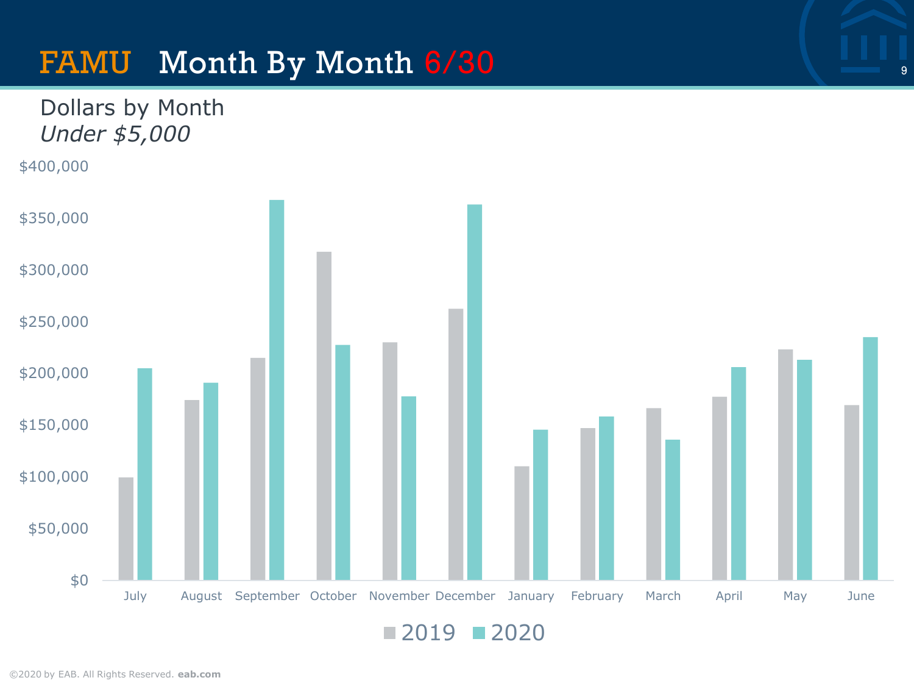# FAMU Month By Month 6/30

## Dollars by Month
*Under $5,000*

| Month | 2019 | 2020 |
|---|---|---|
| July | | |
| August | | |
| September | | |
| October | | |
| November | | |
| December | | |
| January | | |
| February | | |
| March | | |
| April | | |
| May | | |
| June | | |

$400,000 / $350,000 / $300,000 / $250,000 / $200,000 / $150,000 / $100,000 / $50,000 / $0

©2020 by EAB. All Rights Reserved. **eab.com**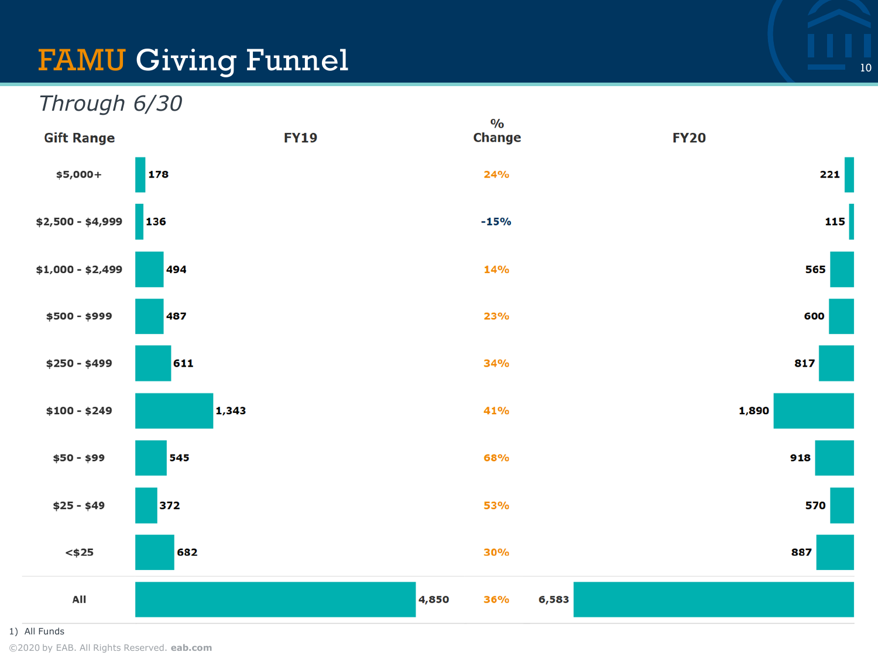# FAMU Giving Funnel

*Through 6/30*

| Gift Range | FY19 | % Change | FY20 |
|---|---|---|---|
| $5,000+ | 178 | 24% | 221 |
| $2,500 - $4,999 | 136 | -15% | 115 |
| $1,000 - $2,499 | 494 | 14% | 565 |
| $500 - $999 | 487 | 23% | 600 |
| $250 - $499 | 611 | 34% | 817 |
| $100 - $249 | 1,343 | 41% | 1,890 |
| $50 - $99 | 545 | 68% | 918 |
| $25 - $49 | 372 | 53% | 570 |
| <$25 | 682 | 30% | 887 |
| All | 4,850 | 36% | 6,583 |

1) All Funds

©2020 by EAB. All Rights Reserved. **eab.com**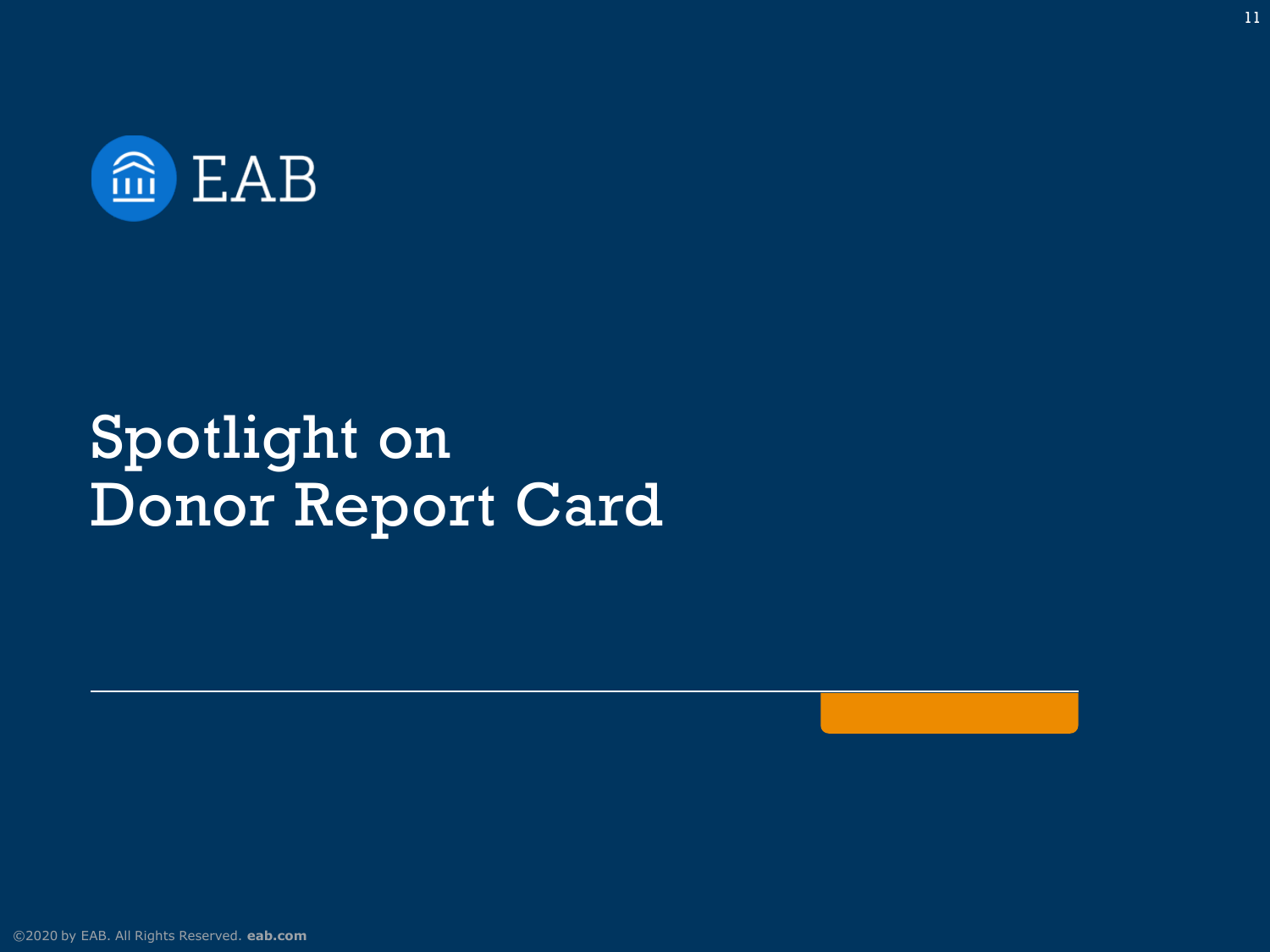EAB

# Spotlight on Donor Report Card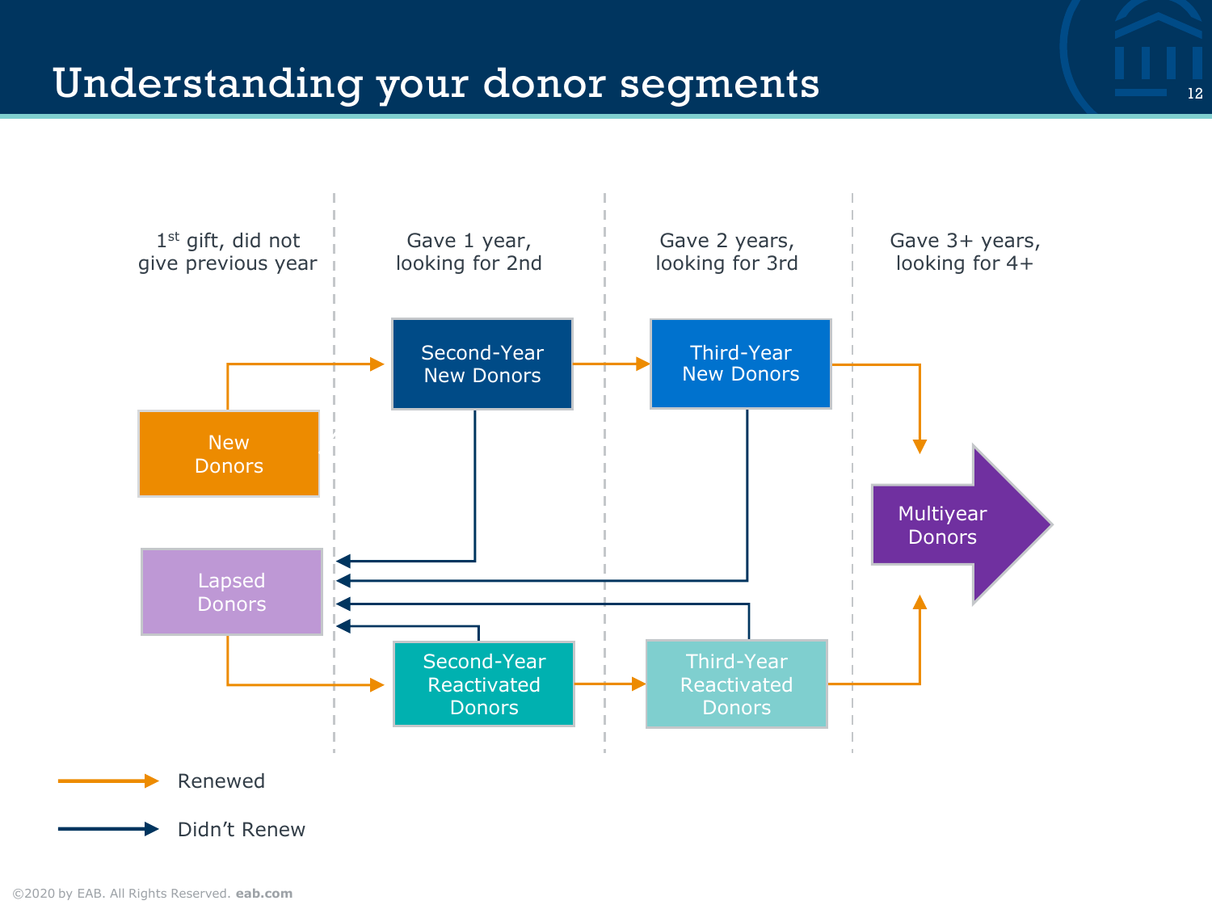# Understanding your donor segments

| 1st gift, did not give previous year | Gave 1 year, looking for 2nd | Gave 2 years, looking for 3rd | Gave 3+ years, looking for 4+ |
| --- | --- | --- | --- |
| New Donors | Second-Year New Donors | Third-Year New Donors | Multiyear Donors |
| Lapsed Donors | Second-Year Reactivated Donors | Third-Year Reactivated Donors | |

Renewed

Didn't Renew

©2020 by EAB. All Rights Reserved. **eab.com**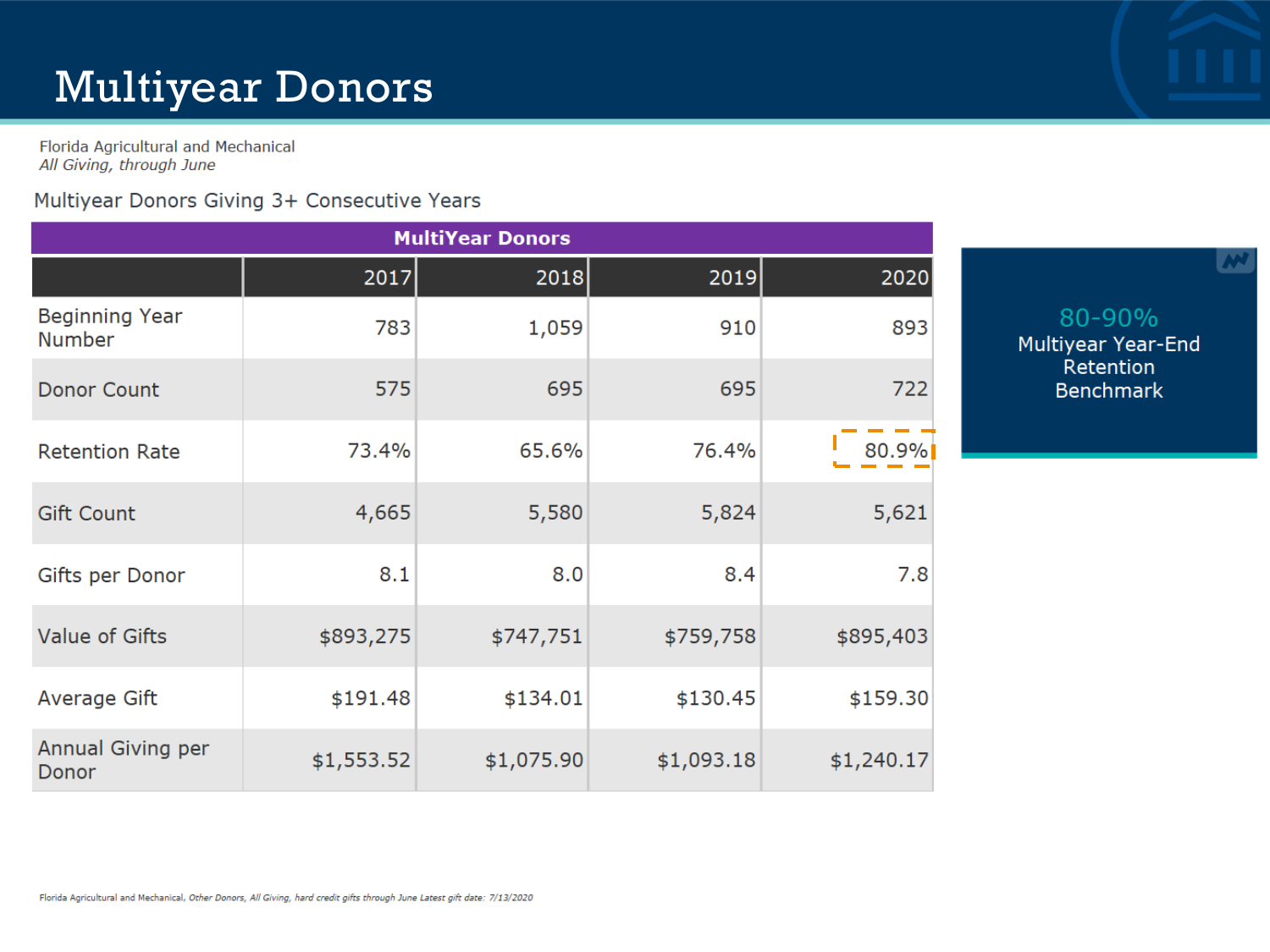# Multiyear Donors

Florida Agricultural and Mechanical
*All Giving, through June*

Multiyear Donors Giving 3+ Consecutive Years

| MultiYear Donors | | | | |
|---|---|---|---|---|
| | 2017 | 2018 | 2019 | 2020 |
| Beginning Year Number | 783 | 1,059 | 910 | 893 |
| Donor Count | 575 | 695 | 695 | 722 |
| Retention Rate | 73.4% | 65.6% | 76.4% | 80.9% |
| Gift Count | 4,665 | 5,580 | 5,824 | 5,621 |
| Gifts per Donor | 8.1 | 8.0 | 8.4 | 7.8 |
| Value of Gifts | $893,275 | $747,751 | $759,758 | $895,403 |
| Average Gift | $191.48 | $134.01 | $130.45 | $159.30 |
| Annual Giving per Donor | $1,553.52 | $1,075.90 | $1,093.18 | $1,240.17 |

**80-90%**
Multiyear Year-End Retention Benchmark

Florida Agricultural and Mechanical, *Other Donors, All Giving, hard credit gifts through June Latest gift date: 7/13/2020*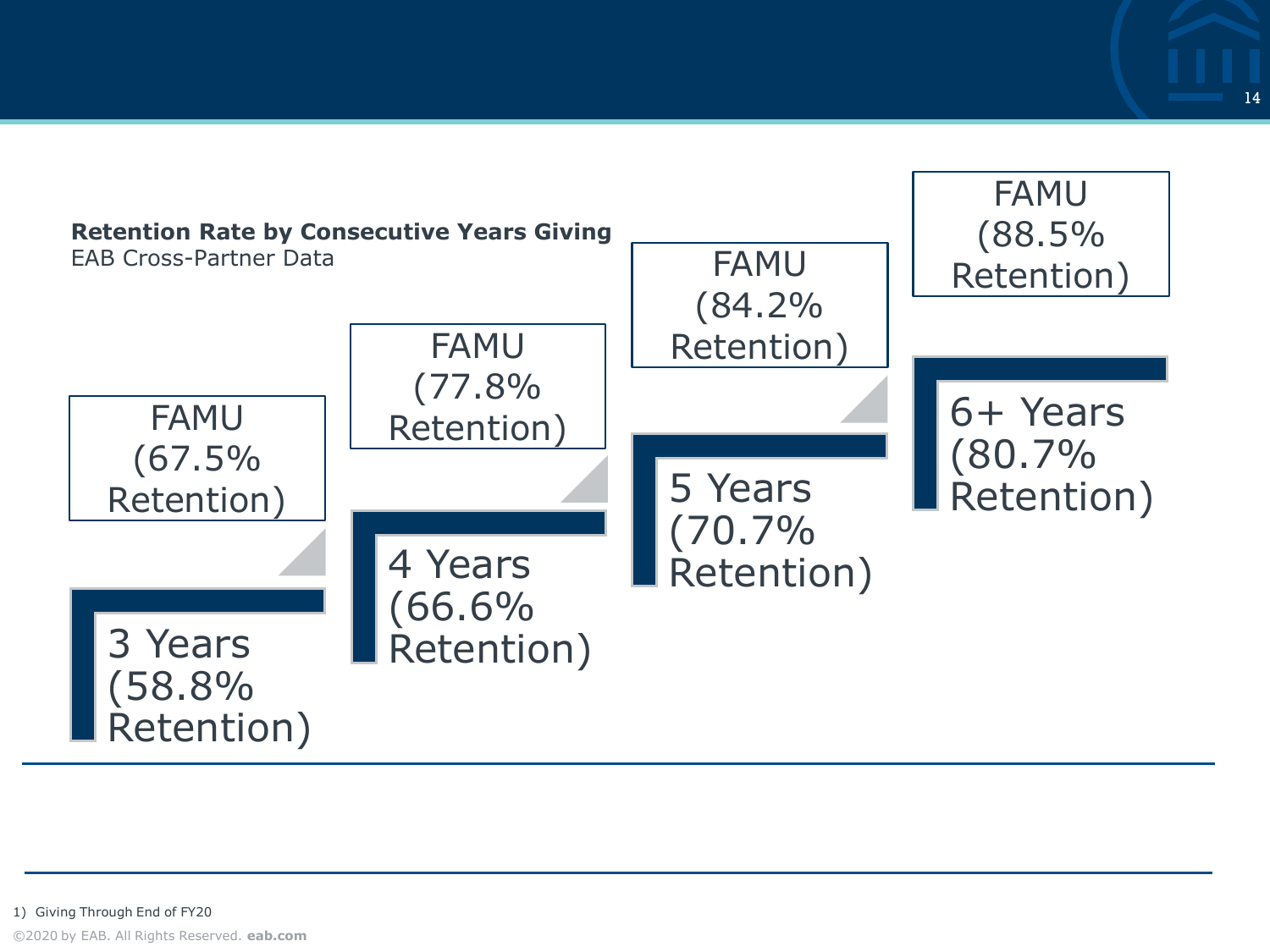**Retention Rate by Consecutive Years Giving**
EAB Cross-Partner Data

| Consecutive Years Giving | EAB Cross-Partner Retention | FAMU Retention |
| --- | --- | --- |
| 3 Years | 58.8% | 67.5% |
| 4 Years | 66.6% | 77.8% |
| 5 Years | 70.7% | 84.2% |
| 6+ Years | 80.7% | 88.5% |

1) Giving Through End of FY20

©2020 by EAB. All Rights Reserved. **eab.com**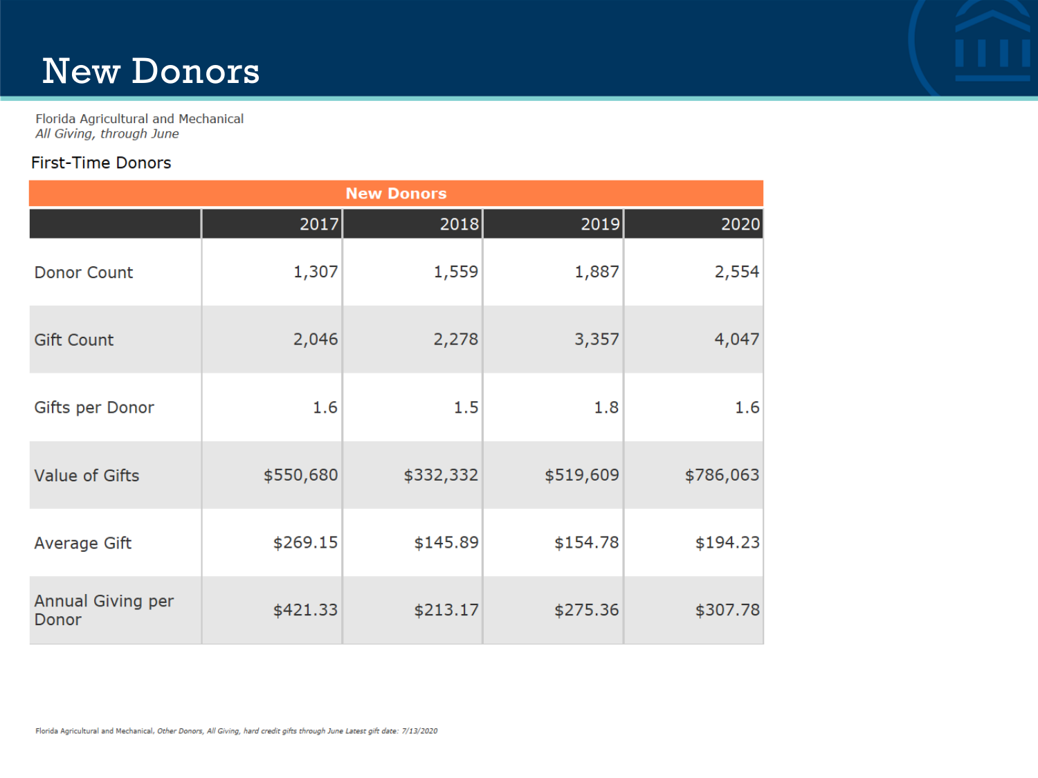# New Donors

Florida Agricultural and Mechanical
*All Giving, through June*

First-Time Donors

| New Donors | | | | |
|---|---|---|---|---|
| | 2017 | 2018 | 2019 | 2020 |
| Donor Count | 1,307 | 1,559 | 1,887 | 2,554 |
| Gift Count | 2,046 | 2,278 | 3,357 | 4,047 |
| Gifts per Donor | 1.6 | 1.5 | 1.8 | 1.6 |
| Value of Gifts | $550,680 | $332,332 | $519,609 | $786,063 |
| Average Gift | $269.15 | $145.89 | $154.78 | $194.23 |
| Annual Giving per Donor | $421.33 | $213.17 | $275.36 | $307.78 |

Florida Agricultural and Mechanical, *Other Donors, All Giving, hard credit gifts through June Latest gift date: 7/13/2020*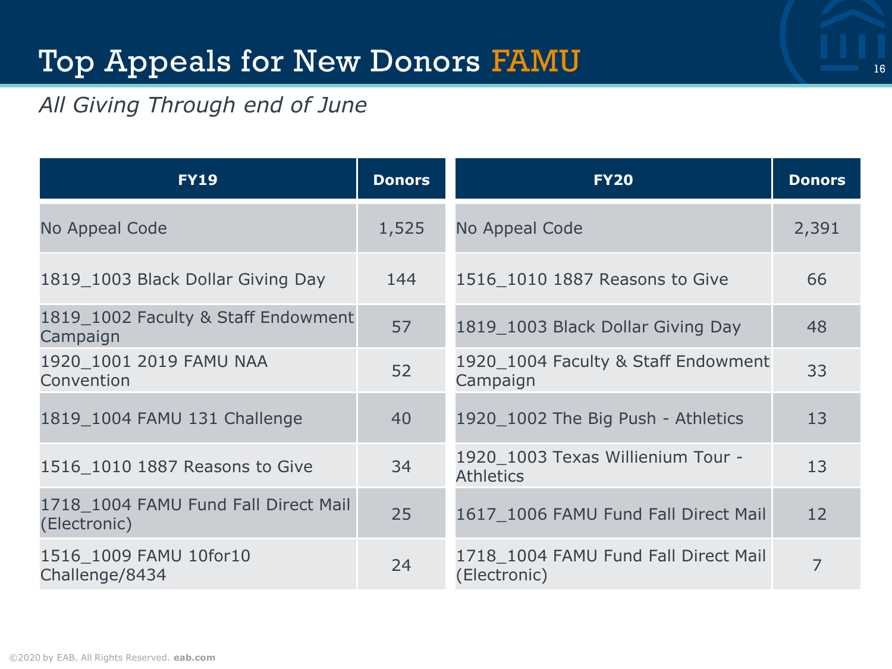# Top Appeals for New Donors FAMU

*All Giving Through end of June*

| FY19 | Donors | FY20 | Donors |
|---|---|---|---|
| No Appeal Code | 1,525 | No Appeal Code | 2,391 |
| 1819_1003 Black Dollar Giving Day | 144 | 1516_1010 1887 Reasons to Give | 66 |
| 1819_1002 Faculty & Staff Endowment Campaign | 57 | 1819_1003 Black Dollar Giving Day | 48 |
| 1920_1001 2019 FAMU NAA Convention | 52 | 1920_1004 Faculty & Staff Endowment Campaign | 33 |
| 1819_1004 FAMU 131 Challenge | 40 | 1920_1002 The Big Push - Athletics | 13 |
| 1516_1010 1887 Reasons to Give | 34 | 1920_1003 Texas Willienium Tour - Athletics | 13 |
| 1718_1004 FAMU Fund Fall Direct Mail (Electronic) | 25 | 1617_1006 FAMU Fund Fall Direct Mail | 12 |
| 1516_1009 FAMU 10for10 Challenge/8434 | 24 | 1718_1004 FAMU Fund Fall Direct Mail (Electronic) | 7 |

©2020 by EAB. All Rights Reserved. **eab.com**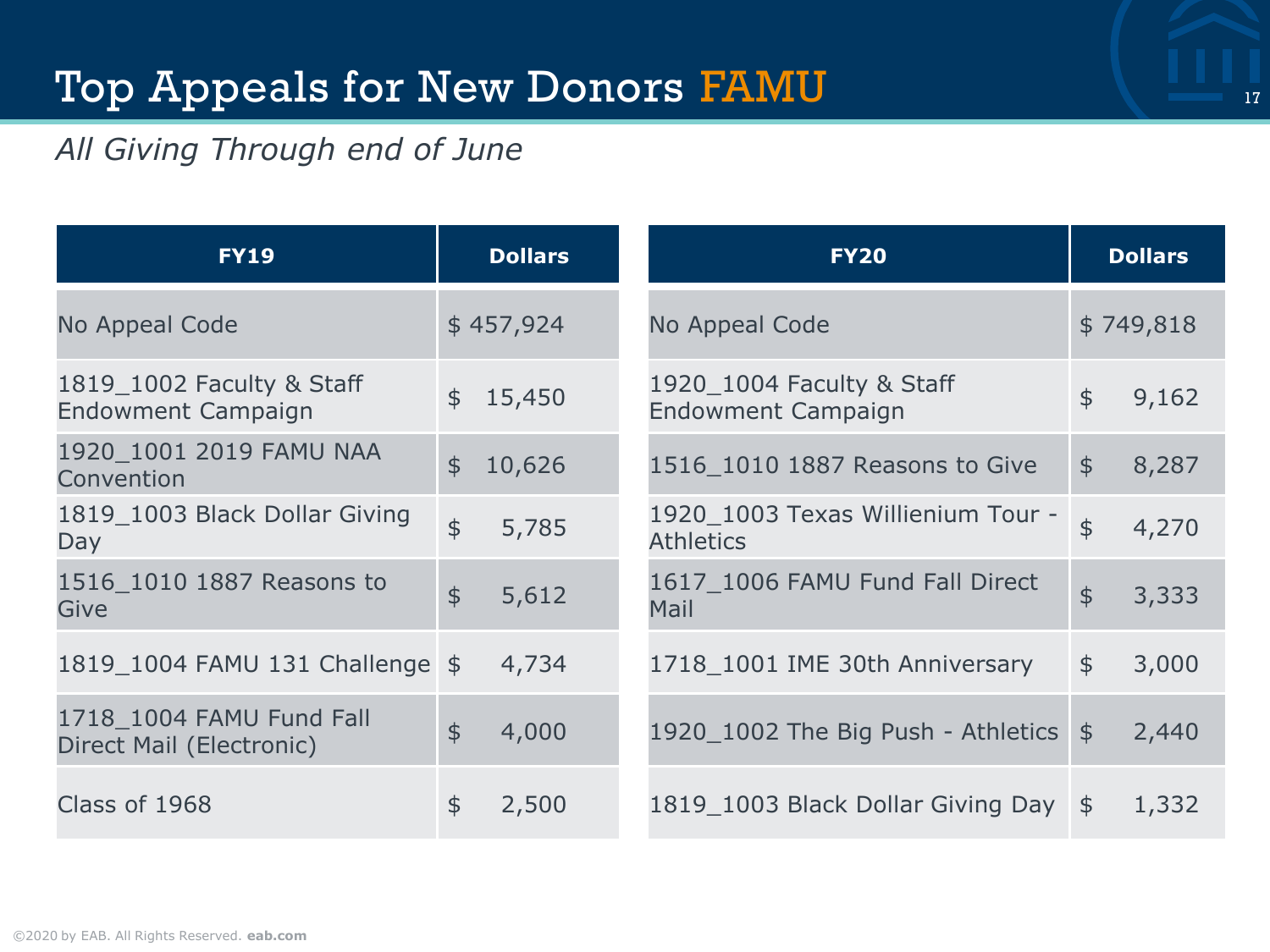# Top Appeals for New Donors FAMU

*All Giving Through end of June*

| FY19 | Dollars |
|---|---|
| No Appeal Code | $ 457,924 |
| 1819_1002 Faculty & Staff Endowment Campaign | $ 15,450 |
| 1920_1001 2019 FAMU NAA Convention | $ 10,626 |
| 1819_1003 Black Dollar Giving Day | $ 5,785 |
| 1516_1010 1887 Reasons to Give | $ 5,612 |
| 1819_1004 FAMU 131 Challenge | $ 4,734 |
| 1718_1004 FAMU Fund Fall Direct Mail (Electronic) | $ 4,000 |
| Class of 1968 | $ 2,500 |

| FY20 | Dollars |
|---|---|
| No Appeal Code | $ 749,818 |
| 1920_1004 Faculty & Staff Endowment Campaign | $ 9,162 |
| 1516_1010 1887 Reasons to Give | $ 8,287 |
| 1920_1003 Texas Willienium Tour - Athletics | $ 4,270 |
| 1617_1006 FAMU Fund Fall Direct Mail | $ 3,333 |
| 1718_1001 IME 30th Anniversary | $ 3,000 |
| 1920_1002 The Big Push - Athletics | $ 2,440 |
| 1819_1003 Black Dollar Giving Day | $ 1,332 |

©2020 by EAB. All Rights Reserved. **eab.com**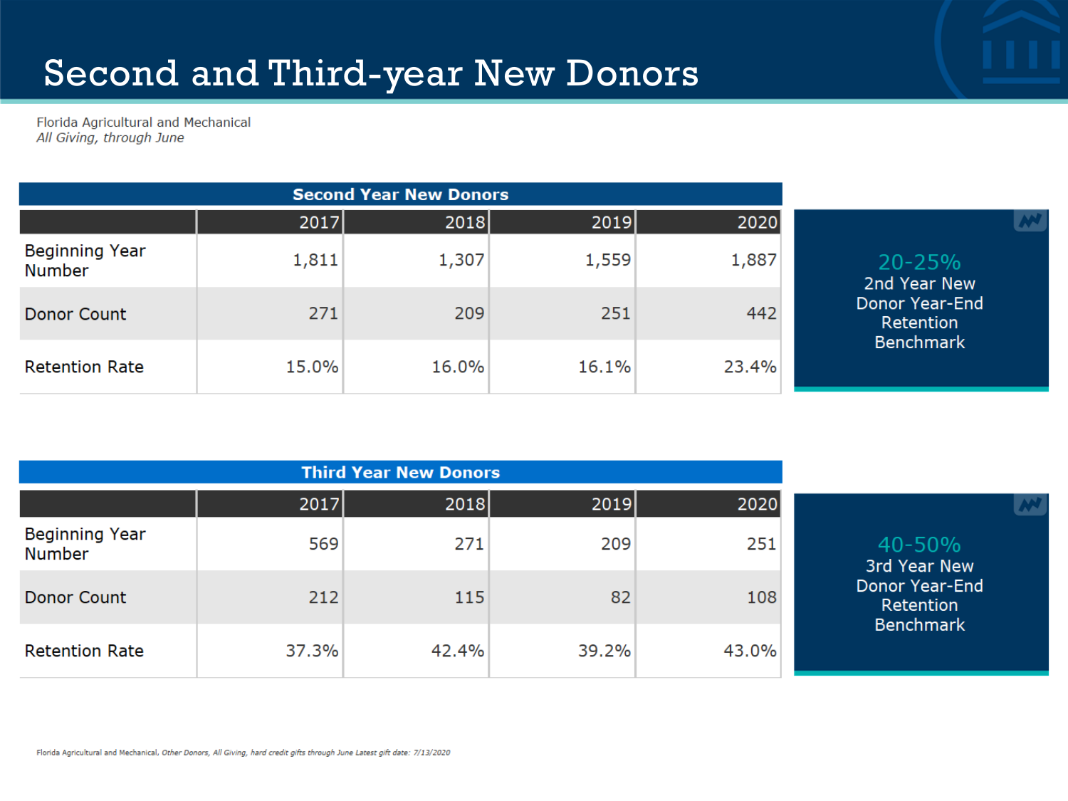# Second and Third-year New Donors

Florida Agricultural and Mechanical
*All Giving, through June*

**Second Year New Donors**

| | 2017 | 2018 | 2019 | 2020 |
|---|---|---|---|---|
| Beginning Year Number | 1,811 | 1,307 | 1,559 | 1,887 |
| Donor Count | 271 | 209 | 251 | 442 |
| Retention Rate | 15.0% | 16.0% | 16.1% | 23.4% |

**20-25%**
2nd Year New Donor Year-End Retention Benchmark

**Third Year New Donors**

| | 2017 | 2018 | 2019 | 2020 |
|---|---|---|---|---|
| Beginning Year Number | 569 | 271 | 209 | 251 |
| Donor Count | 212 | 115 | 82 | 108 |
| Retention Rate | 37.3% | 42.4% | 39.2% | 43.0% |

**40-50%**
3rd Year New Donor Year-End Retention Benchmark

Florida Agricultural and Mechanical, *Other Donors, All Giving, hard credit gifts through June Latest gift date: 7/13/2020*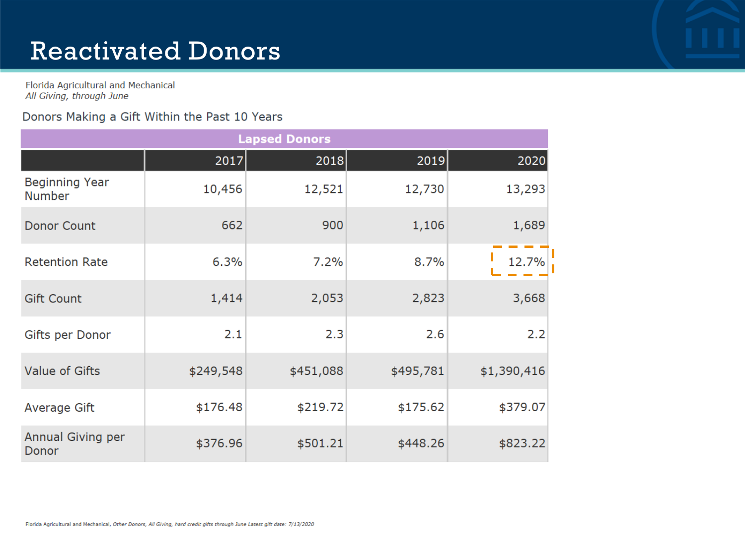# Reactivated Donors

Florida Agricultural and Mechanical
*All Giving, through June*

Donors Making a Gift Within the Past 10 Years

| Lapsed Donors | | | | |
|---|---|---|---|---|
| | 2017 | 2018 | 2019 | 2020 |
| Beginning Year Number | 10,456 | 12,521 | 12,730 | 13,293 |
| Donor Count | 662 | 900 | 1,106 | 1,689 |
| Retention Rate | 6.3% | 7.2% | 8.7% | 12.7% |
| Gift Count | 1,414 | 2,053 | 2,823 | 3,668 |
| Gifts per Donor | 2.1 | 2.3 | 2.6 | 2.2 |
| Value of Gifts | $249,548 | $451,088 | $495,781 | $1,390,416 |
| Average Gift | $176.48 | $219.72 | $175.62 | $379.07 |
| Annual Giving per Donor | $376.96 | $501.21 | $448.26 | $823.22 |

Florida Agricultural and Mechanical, *Other Donors, All Giving, hard credit gifts through June Latest gift date: 7/13/2020*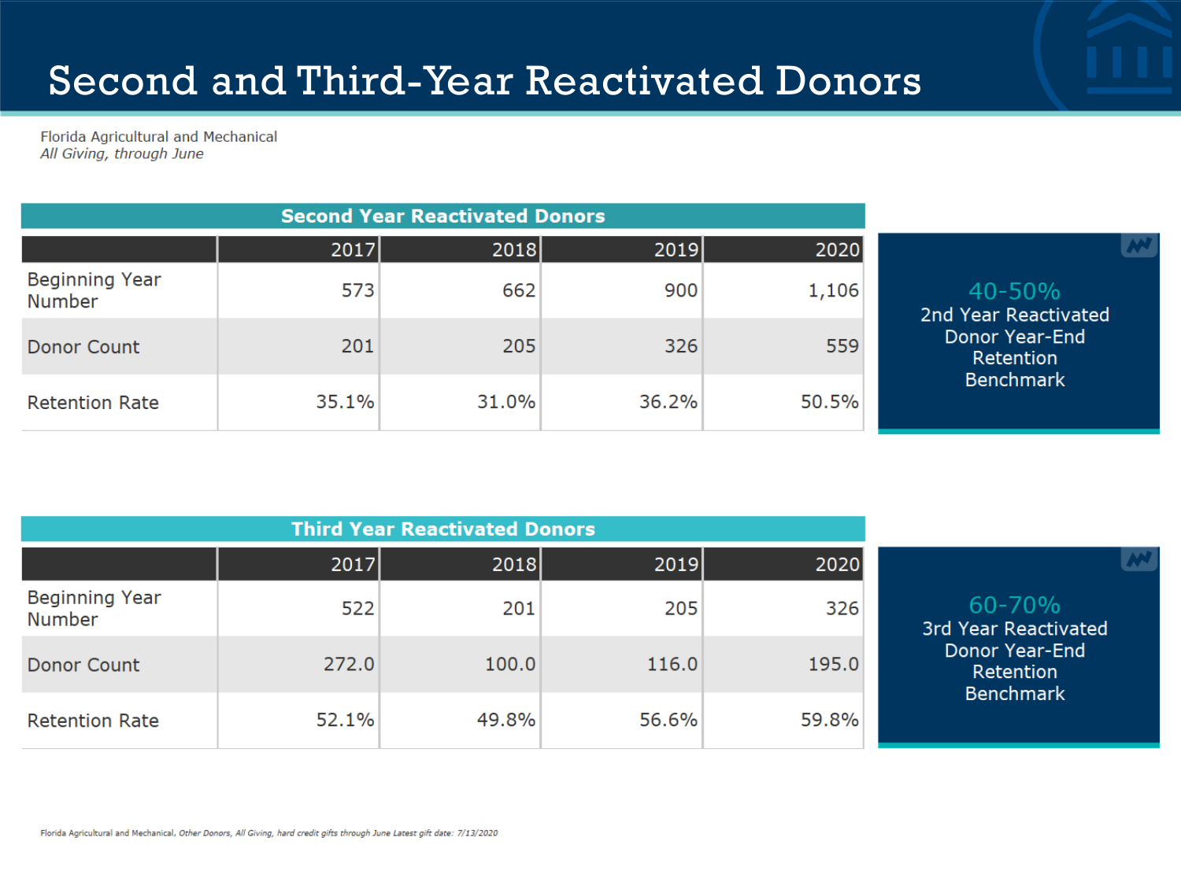# Second and Third-Year Reactivated Donors

Florida Agricultural and Mechanical
*All Giving, through June*

## Second Year Reactivated Donors

| | 2017 | 2018 | 2019 | 2020 |
|---|---|---|---|---|
| Beginning Year Number | 573 | 662 | 900 | 1,106 |
| Donor Count | 201 | 205 | 326 | 559 |
| Retention Rate | 35.1% | 31.0% | 36.2% | 50.5% |

**40-50%**
2nd Year Reactivated Donor Year-End Retention Benchmark

## Third Year Reactivated Donors

| | 2017 | 2018 | 2019 | 2020 |
|---|---|---|---|---|
| Beginning Year Number | 522 | 201 | 205 | 326 |
| Donor Count | 272.0 | 100.0 | 116.0 | 195.0 |
| Retention Rate | 52.1% | 49.8% | 56.6% | 59.8% |

**60-70%**
3rd Year Reactivated Donor Year-End Retention Benchmark

Florida Agricultural and Mechanical, *Other Donors, All Giving, hard credit gifts through June Latest gift date: 7/13/2020*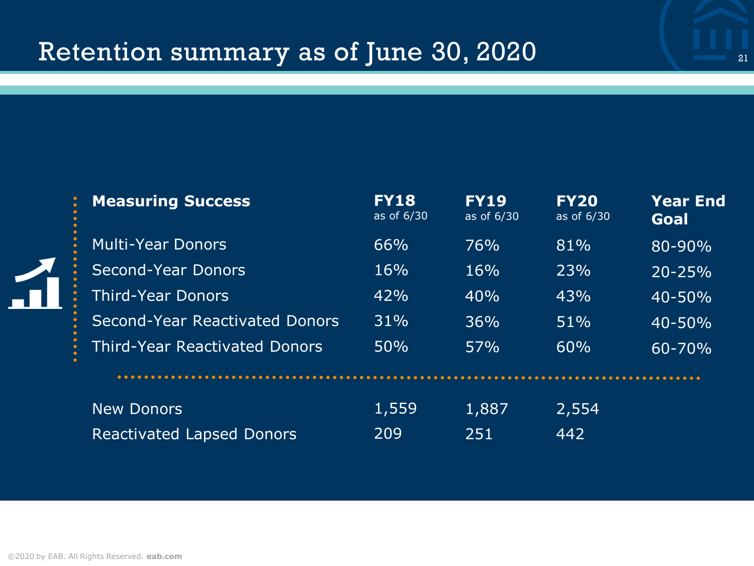# Retention summary as of June 30, 2020

| Measuring Success | FY18 as of 6/30 | FY19 as of 6/30 | FY20 as of 6/30 | Year End Goal |
| --- | --- | --- | --- | --- |
| Multi-Year Donors | 66% | 76% | 81% | 80-90% |
| Second-Year Donors | 16% | 16% | 23% | 20-25% |
| Third-Year Donors | 42% | 40% | 43% | 40-50% |
| Second-Year Reactivated Donors | 31% | 36% | 51% | 40-50% |
| Third-Year Reactivated Donors | 50% | 57% | 60% | 60-70% |
| New Donors | 1,559 | 1,887 | 2,554 | |
| Reactivated Lapsed Donors | 209 | 251 | 442 | |

©2020 by EAB. All Rights Reserved. **eab.com**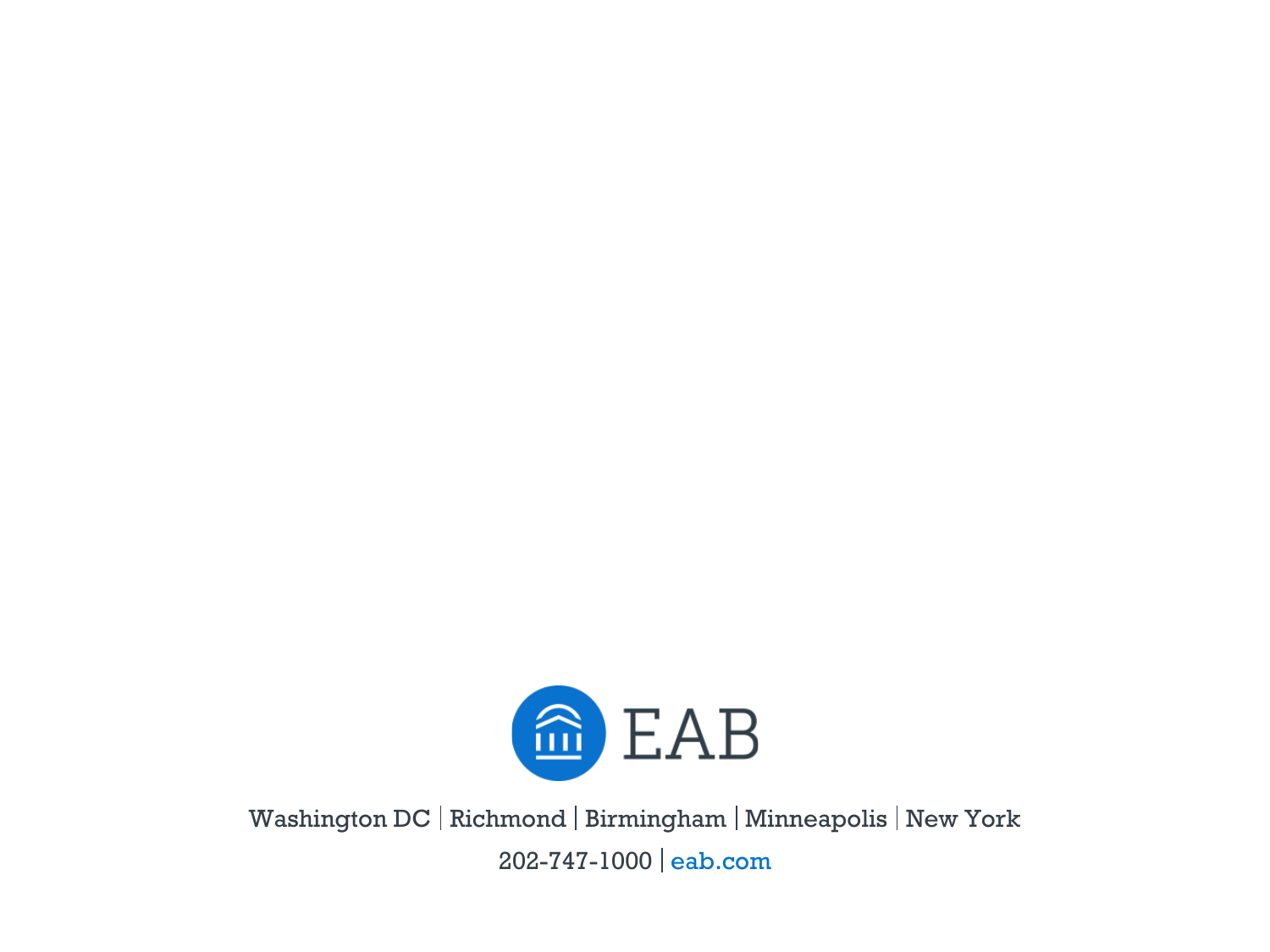EAB

Washington DC | Richmond | Birmingham | Minneapolis | New York

202-747-1000 | eab.com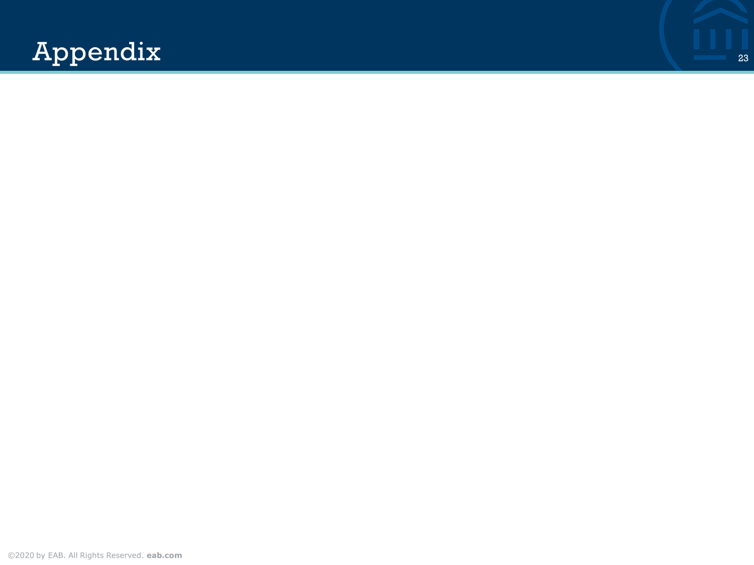# Appendix